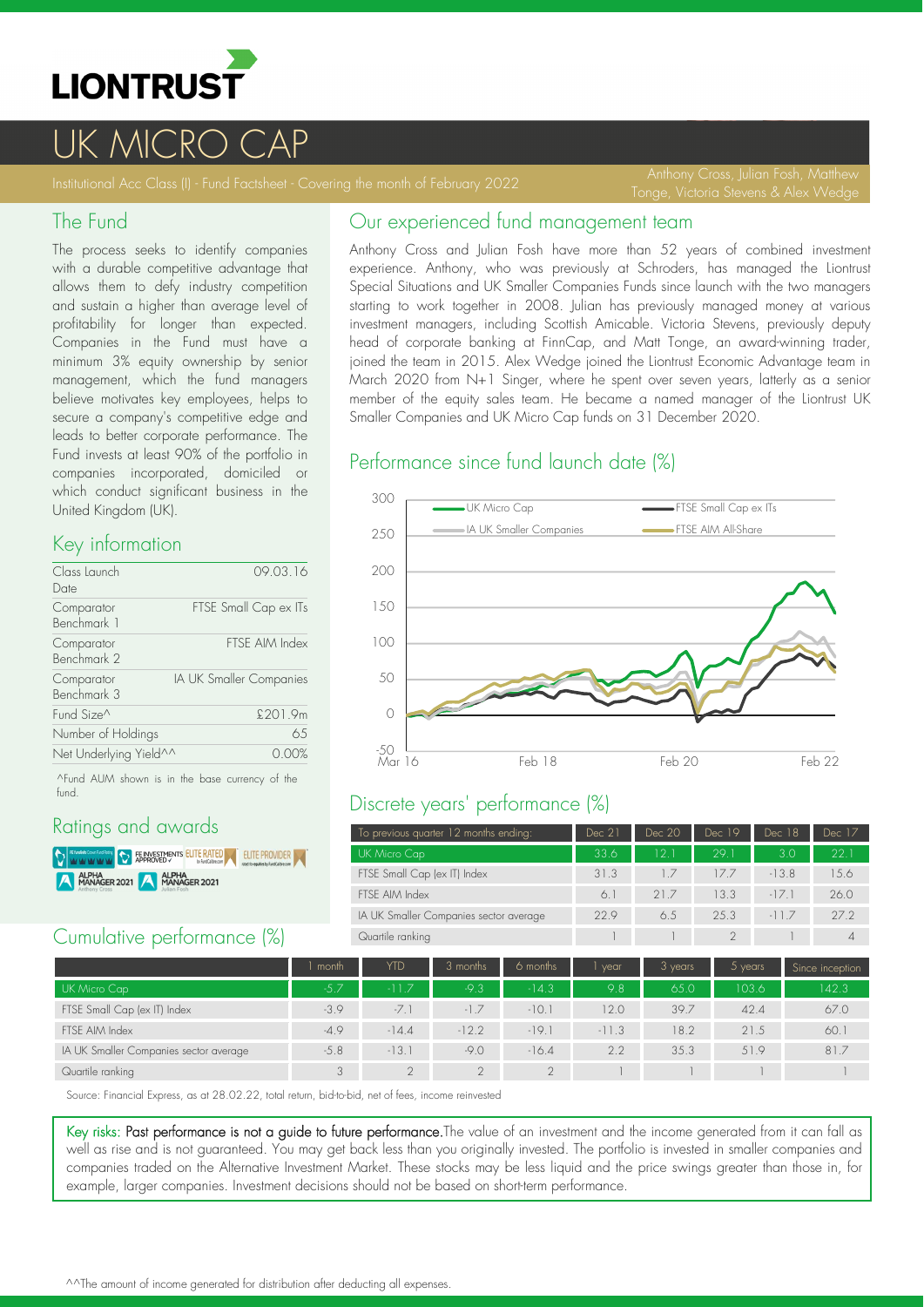# LIONTRUST

# UK MICRO CAP

Institutional Acc Class (I) - Fund Factsheet - Covering the month of February 2022

Anthony Cross, Julian Fosh, Matthew Tonge, Victoria Stevens & Alex Wedge

## The Fund

The process seeks to identify companies with a durable competitive advantage that allows them to defy industry competition and sustain a higher than average level of profitability for longer than expected. Companies in the Fund must have a minimum 3% equity ownership by senior management, which the fund managers believe motivates key employees, helps to secure a company's competitive edge and leads to better corporate performance. The Fund invests at least 90% of the portfolio in companies incorporated, domiciled or which conduct significant business in the United Kingdom (UK).

## Key information

| | |
|---|---|
| Class Launch Date | 09.03.16 |
| Comparator Benchmark 1 | FTSE Small Cap ex ITs |
| Comparator Benchmark 2 | FTSE AIM Index |
| Comparator Benchmark 3 | IA UK Smaller Companies |
| Fund Size^ | £201.9m |
| Number of Holdings | 65 |
| Net Underlying Yield^^ | 0.00% |

^Fund AUM shown is in the base currency of the fund.

## Ratings and awards

FE fundinfo Crown Fund Rating; FE INVESTMENTS APPROVED; ELITE RATED by FundCalibre; ELITE PROVIDER; ALPHA MANAGER 2021 Anthony Cross; ALPHA MANAGER 2021 Julian Fosh

## Our experienced fund management team

Anthony Cross and Julian Fosh have more than 52 years of combined investment experience. Anthony, who was previously at Schroders, has managed the Liontrust Special Situations and UK Smaller Companies Funds since launch with the two managers starting to work together in 2008. Julian has previously managed money at various investment managers, including Scottish Amicable. Victoria Stevens, previously deputy head of corporate banking at FinnCap, and Matt Tonge, an award-winning trader, joined the team in 2015. Alex Wedge joined the Liontrust Economic Advantage team in March 2020 from N+1 Singer, where he spent over seven years, latterly as a senior member of the equity sales team. He became a named manager of the Liontrust UK Smaller Companies and UK Micro Cap funds on 31 December 2020.

## Performance since fund launch date (%)

(Chart: UK Micro Cap, FTSE Small Cap ex ITs, IA UK Smaller Companies, FTSE AIM All-Share; Mar 16 – Feb 22)

## Discrete years' performance (%)

| To previous quarter 12 months ending: | Dec 21 | Dec 20 | Dec 19 | Dec 18 | Dec 17 |
|---|---|---|---|---|---|
| UK Micro Cap | 33.6 | 12.1 | 29.1 | 3.0 | 22.1 |
| FTSE Small Cap (ex IT) Index | 31.3 | 1.7 | 17.7 | -13.8 | 15.6 |
| FTSE AIM Index | 6.1 | 21.7 | 13.3 | -17.1 | 26.0 |
| IA UK Smaller Companies sector average | 22.9 | 6.5 | 25.3 | -11.7 | 27.2 |
| Quartile ranking | 1 | 1 | 2 | 1 | 4 |

## Cumulative performance (%)

| | 1 month | YTD | 3 months | 6 months | 1 year | 3 years | 5 years | Since inception |
|---|---|---|---|---|---|---|---|---|
| UK Micro Cap | -5.7 | -11.7 | -9.3 | -14.3 | 9.8 | 65.0 | 103.6 | 142.3 |
| FTSE Small Cap (ex IT) Index | -3.9 | -7.1 | -1.7 | -10.1 | 12.0 | 39.7 | 42.4 | 67.0 |
| FTSE AIM Index | -4.9 | -14.4 | -12.2 | -19.1 | -11.3 | 18.2 | 21.5 | 60.1 |
| IA UK Smaller Companies sector average | -5.8 | -13.1 | -9.0 | -16.4 | 2.2 | 35.3 | 51.9 | 81.7 |
| Quartile ranking | 3 | 2 | 2 | 2 | 1 | 1 | 1 | 1 |

Source: Financial Express, as at 28.02.22, total return, bid-to-bid, net of fees, income reinvested

**Key risks: Past performance is not a guide to future performance.** The value of an investment and the income generated from it can fall as well as rise and is not guaranteed. You may get back less than you originally invested. The portfolio is invested in smaller companies and companies traded on the Alternative Investment Market. These stocks may be less liquid and the price swings greater than those in, for example, larger companies. Investment decisions should not be based on short-term performance.

^^The amount of income generated for distribution after deducting all expenses.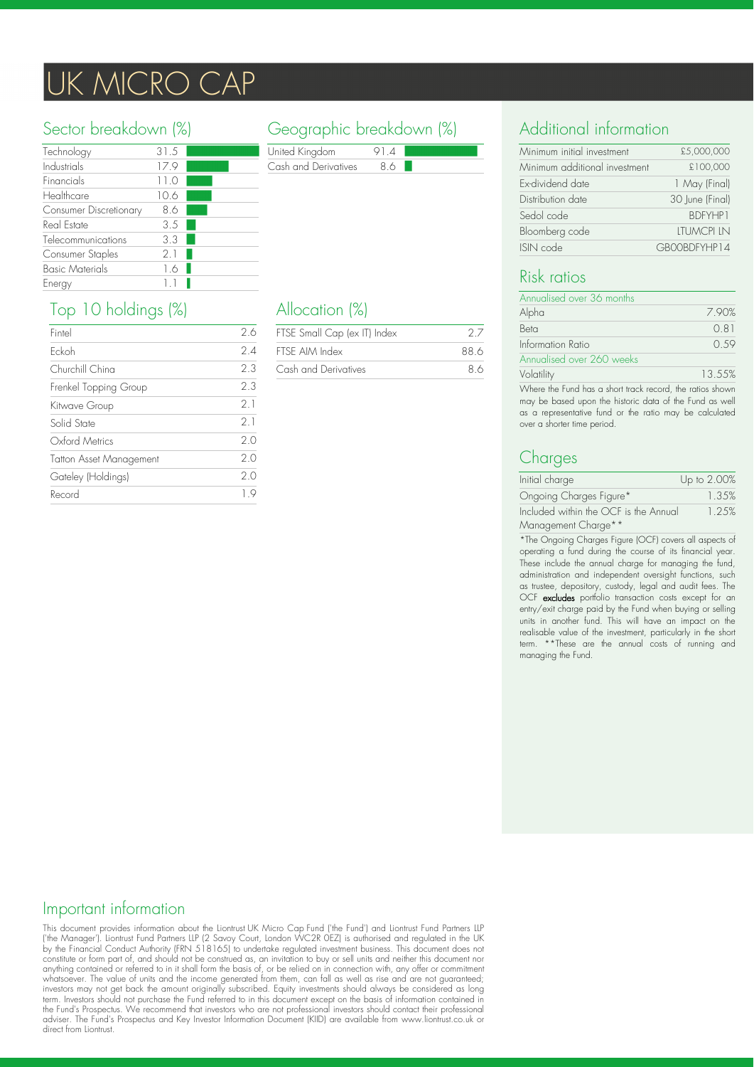# UK MICRO CAP

## Sector breakdown (%)

| | |
|---|---|
| Technology | 31.5 |
| Industrials | 17.9 |
| Financials | 11.0 |
| Healthcare | 10.6 |
| Consumer Discretionary | 8.6 |
| Real Estate | 3.5 |
| Telecommunications | 3.3 |
| Consumer Staples | 2.1 |
| Basic Materials | 1.6 |
| Energy | 1.1 |

## Geographic breakdown (%)

| | |
|---|---|
| United Kingdom | 91.4 |
| Cash and Derivatives | 8.6 |

## Top 10 holdings (%)

| | |
|---|---|
| Fintel | 2.6 |
| Eckoh | 2.4 |
| Churchill China | 2.3 |
| Frenkel Topping Group | 2.3 |
| Kitwave Group | 2.1 |
| Solid State | 2.1 |
| Oxford Metrics | 2.0 |
| Tatton Asset Management | 2.0 |
| Gateley (Holdings) | 2.0 |
| Record | 1.9 |

## Allocation (%)

| | |
|---|---|
| FTSE Small Cap (ex IT) Index | 2.7 |
| FTSE AIM Index | 88.6 |
| Cash and Derivatives | 8.6 |

## Additional information

| | |
|---|---|
| Minimum initial investment | £5,000,000 |
| Minimum additional investment | £100,000 |
| Ex-dividend date | 1 May (Final) |
| Distribution date | 30 June (Final) |
| Sedol code | BDFYHP1 |
| Bloomberg code | LTUMCPI LN |
| ISIN code | GB00BDFYHP14 |

## Risk ratios

| | |
|---|---|
| Annualised over 36 months | |
| Alpha | 7.90% |
| Beta | 0.81 |
| Information Ratio | 0.59 |
| Annualised over 260 weeks | |
| Volatility | 13.55% |

Where the Fund has a short track record, the ratios shown may be based upon the historic data of the Fund as well as a representative fund or the ratio may be calculated over a shorter time period.

## Charges

| | |
|---|---|
| Initial charge | Up to 2.00% |
| Ongoing Charges Figure* | 1.35% |
| Included within the OCF is the Annual Management Charge** | 1.25% |

*The Ongoing Charges Figure (OCF) covers all aspects of operating a fund during the course of its financial year. These include the annual charge for managing the fund, administration and independent oversight functions, such as trustee, depository, custody, legal and audit fees. The OCF **excludes** portfolio transaction costs except for an entry/exit charge paid by the Fund when buying or selling units in another fund. This will have an impact on the realisable value of the investment, particularly in the short term. **These are the annual costs of running and managing the Fund.

## Important information

This document provides information about the Liontrust UK Micro Cap Fund ('the Fund') and Liontrust Fund Partners LLP ('the Manager'). Liontrust Fund Partners LLP (2 Savoy Court, London WC2R 0EZ) is authorised and regulated in the UK by the Financial Conduct Authority (FRN 518165) to undertake regulated investment business. This document does not constitute or form part of, and should not be construed as, an invitation to buy or sell units and neither this document nor anything contained or referred to in it shall form the basis of, or be relied on in connection with, any offer or commitment whatsoever. The value of units and the income generated from them, can fall as well as rise and are not guaranteed; investors may not get back the amount originally subscribed. Equity investments should always be considered as long term. Investors should not purchase the Fund referred to in this document except on the basis of information contained in the Fund's Prospectus. We recommend that investors who are not professional investors should contact their professional adviser. The Fund's Prospectus and Key Investor Information Document (KIID) are available from www.liontrust.co.uk or direct from Liontrust.